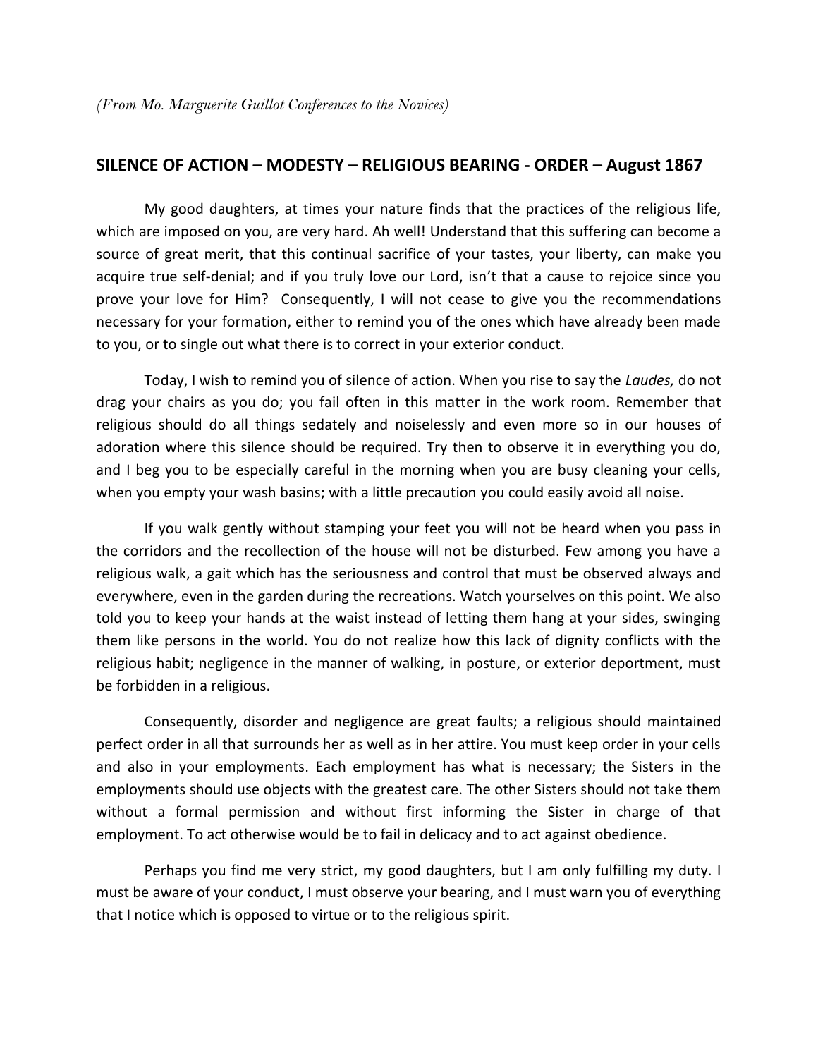*(From Mo. Marguerite Guillot Conferences to the Novices)*

## SILENCE OF ACTION – MODESTY – RELIGIOUS BEARING - ORDER – August 1867

My good daughters, at times your nature finds that the practices of the religious life, which are imposed on you, are very hard. Ah well! Understand that this suffering can become a source of great merit, that this continual sacrifice of your tastes, your liberty, can make you acquire true self-denial; and if you truly love our Lord, isn't that a cause to rejoice since you prove your love for Him? Consequently, I will not cease to give you the recommendations necessary for your formation, either to remind you of the ones which have already been made to you, or to single out what there is to correct in your exterior conduct.

Today, I wish to remind you of silence of action. When you rise to say the *Laudes,* do not drag your chairs as you do; you fail often in this matter in the work room. Remember that religious should do all things sedately and noiselessly and even more so in our houses of adoration where this silence should be required. Try then to observe it in everything you do, and I beg you to be especially careful in the morning when you are busy cleaning your cells, when you empty your wash basins; with a little precaution you could easily avoid all noise.

If you walk gently without stamping your feet you will not be heard when you pass in the corridors and the recollection of the house will not be disturbed. Few among you have a religious walk, a gait which has the seriousness and control that must be observed always and everywhere, even in the garden during the recreations. Watch yourselves on this point. We also told you to keep your hands at the waist instead of letting them hang at your sides, swinging them like persons in the world. You do not realize how this lack of dignity conflicts with the religious habit; negligence in the manner of walking, in posture, or exterior deportment, must be forbidden in a religious.

Consequently, disorder and negligence are great faults; a religious should maintained perfect order in all that surrounds her as well as in her attire. You must keep order in your cells and also in your employments. Each employment has what is necessary; the Sisters in the employments should use objects with the greatest care. The other Sisters should not take them without a formal permission and without first informing the Sister in charge of that employment. To act otherwise would be to fail in delicacy and to act against obedience.

Perhaps you find me very strict, my good daughters, but I am only fulfilling my duty. I must be aware of your conduct, I must observe your bearing, and I must warn you of everything that I notice which is opposed to virtue or to the religious spirit.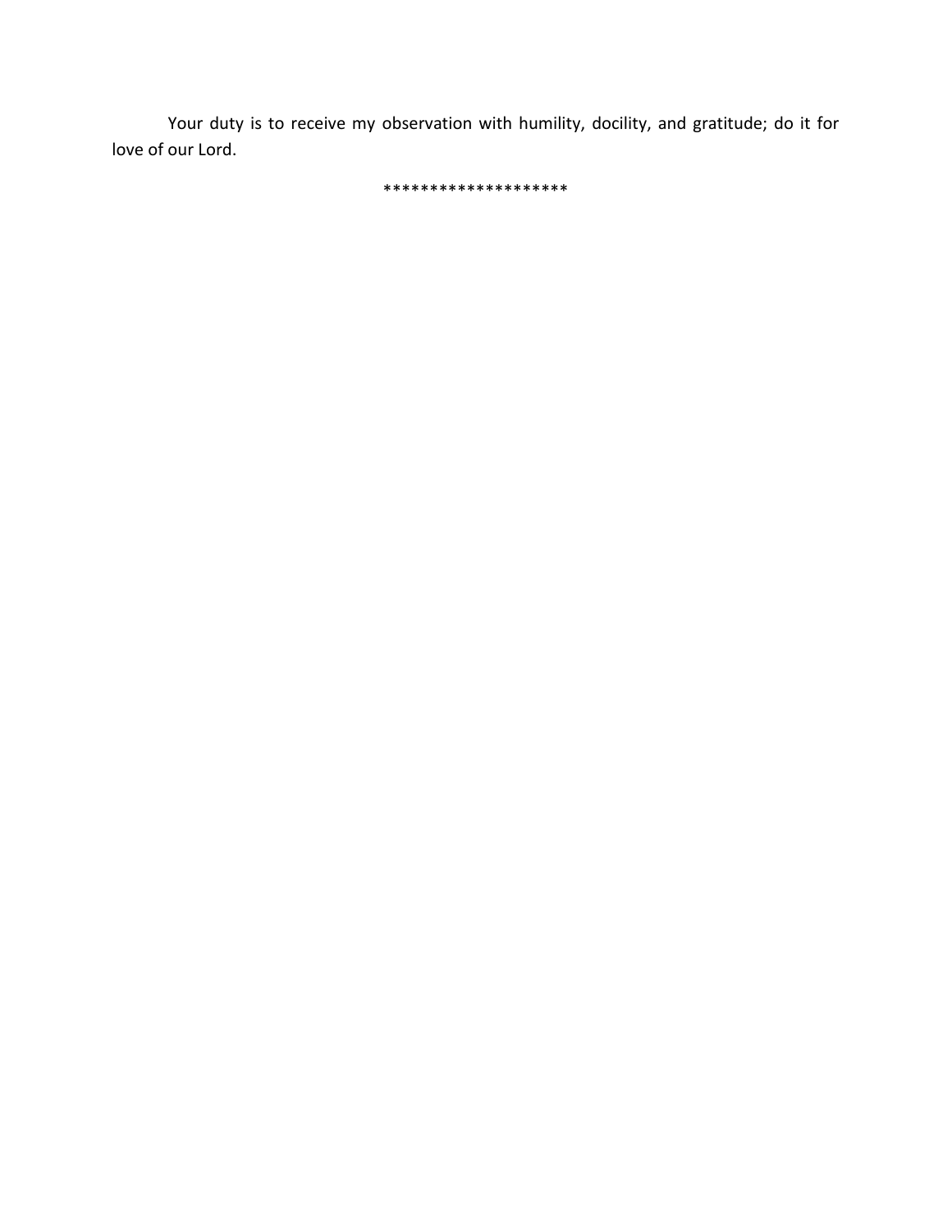Your duty is to receive my observation with humility, docility, and gratitude; do it for love of our Lord.

********************